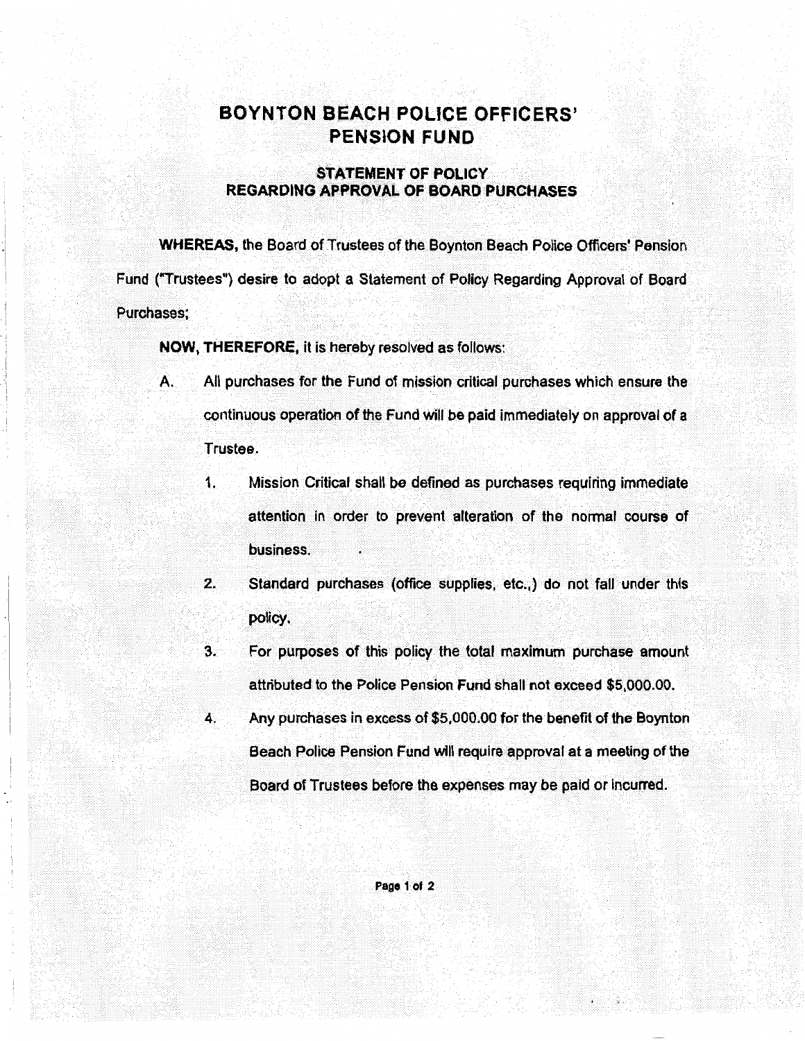# BOYNTON BEACH POLICE OFFICERS' PENSION FUND

## STATEMENT OF POLICY REGARDING APPROVAL OF BOARD PURCHASES

**WHEREAS,** the Board of Trustees of the Boynton Beach Police Officers' Pension Fund ("Trustees") desire to adopt a Statement of Policy Regarding Approval of Board Purchases;

**NOW, THEREFORE,** it is hereby resolved as follows:

A. All purchases for the Fund of mission critical purchases which ensure the continuous operation of the Fund will be paid immediately on approval of a Trustee.

   1. Mission Critical shall be defined as purchases requiring immediate attention in order to prevent alteration of the normal course of business.

   2. Standard purchases (office supplies, etc.,) do not fall under this policy.

   3. For purposes of this policy the total maximum purchase amount attributed to the Police Pension Fund shall not exceed $5,000.00.

   4. Any purchases in excess of $5,000.00 for the benefit of the Boynton Beach Police Pension Fund will require approval at a meeting of the Board of Trustees before the expenses may be paid or incurred.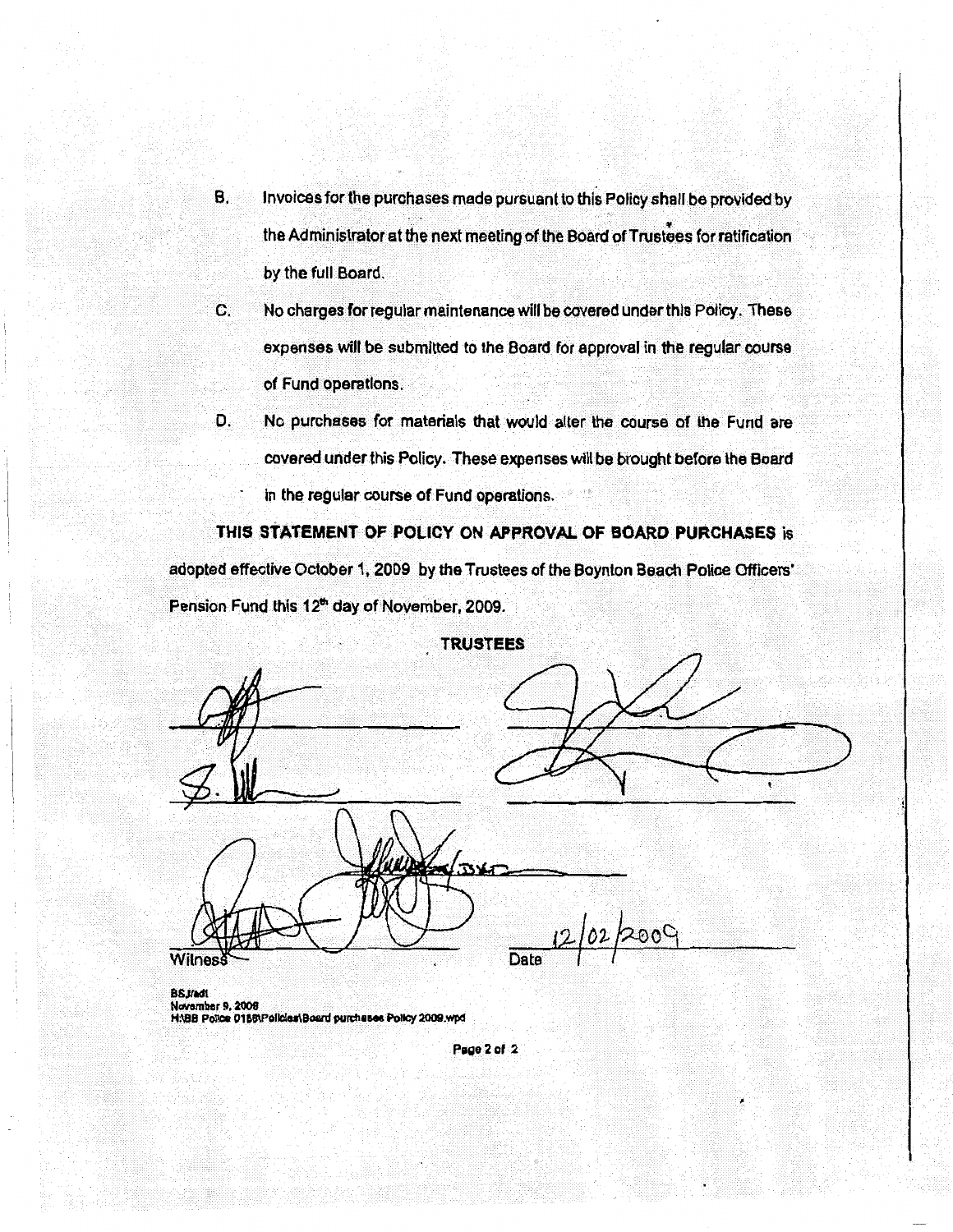B. Invoices for the purchases made pursuant to this Policy shall be provided by the Administrator at the next meeting of the Board of Trustees for ratification by the full Board.

C. No charges for regular maintenance will be covered under this Policy. These expenses will be submitted to the Board for approval in the regular course of Fund operations.

D. No purchases for materials that would alter the course of the Fund are covered under this Policy. These expenses will be brought before the Board in the regular course of Fund operations.

**THIS STATEMENT OF POLICY ON APPROVAL OF BOARD PURCHASES** is adopted effective October 1, 2009 by the Trustees of the Boynton Beach Police Officers' Pension Fund this 12th day of November, 2009.

**TRUSTEES**

Witness

Date 12/02/2009

BSJ/adt
November 9, 2009
H:\BB Police 0156\Policies\Board purchases Policy 2009.wpd